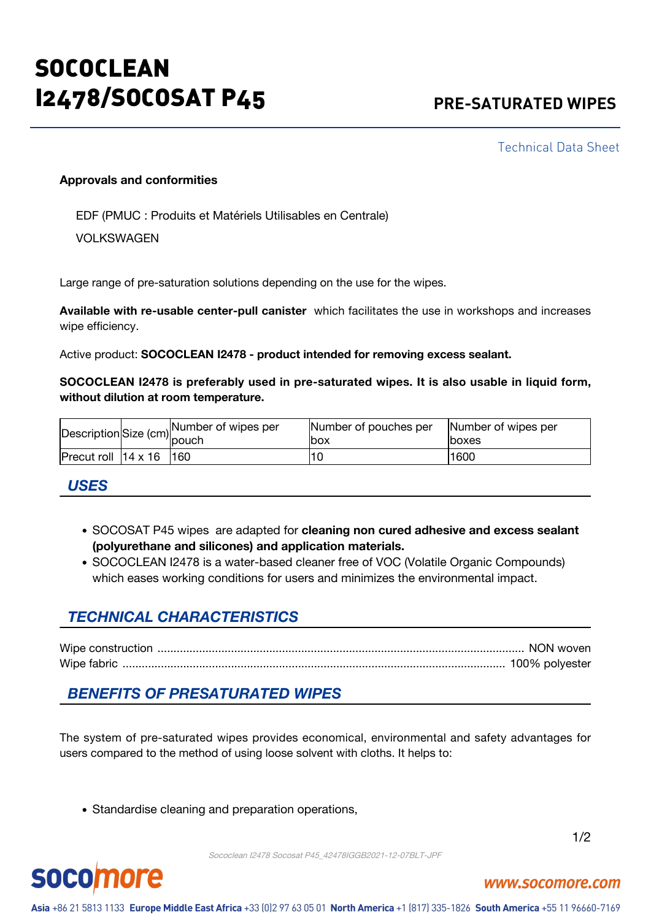# SOCOCLEAN I2478/SOCOSAT P45

## PRE-SATURATED WIPES

Technical Data Sheet

**Approvals and conformities**

EDF (PMUC : Produits et Matériels Utilisables en Centrale)

VOLKSWAGEN

Large range of pre-saturation solutions depending on the use for the wipes.

**Available with re-usable center-pull canister** which facilitates the use in workshops and increases wipe efficiency.

Active product: **SOCOCLEAN I2478 - product intended for removing excess sealant.**

**SOCOCLEAN I2478 is preferably used in pre-saturated wipes. It is also usable in liquid form, without dilution at room temperature.**

| Description | Size (cm) | Number of wipes per pouch | Number of pouches per box | Number of wipes per boxes |
| --- | --- | --- | --- | --- |
| Precut roll | 14 x 16 | 160 | 10 | 1600 |

## *USES*

- SOCOSAT P45 wipes are adapted for **cleaning non cured adhesive and excess sealant (polyurethane and silicones) and application materials.**
- SOCOCLEAN I2478 is a water-based cleaner free of VOC (Volatile Organic Compounds) which eases working conditions for users and minimizes the environmental impact.

## *TECHNICAL CHARACTERISTICS*

Wipe construction ........................................ NON woven
Wipe fabric ........................................ 100% polyester

## *BENEFITS OF PRESATURATED WIPES*

The system of pre-saturated wipes provides economical, environmental and safety advantages for users compared to the method of using loose solvent with cloths. It helps to:

- Standardise cleaning and preparation operations,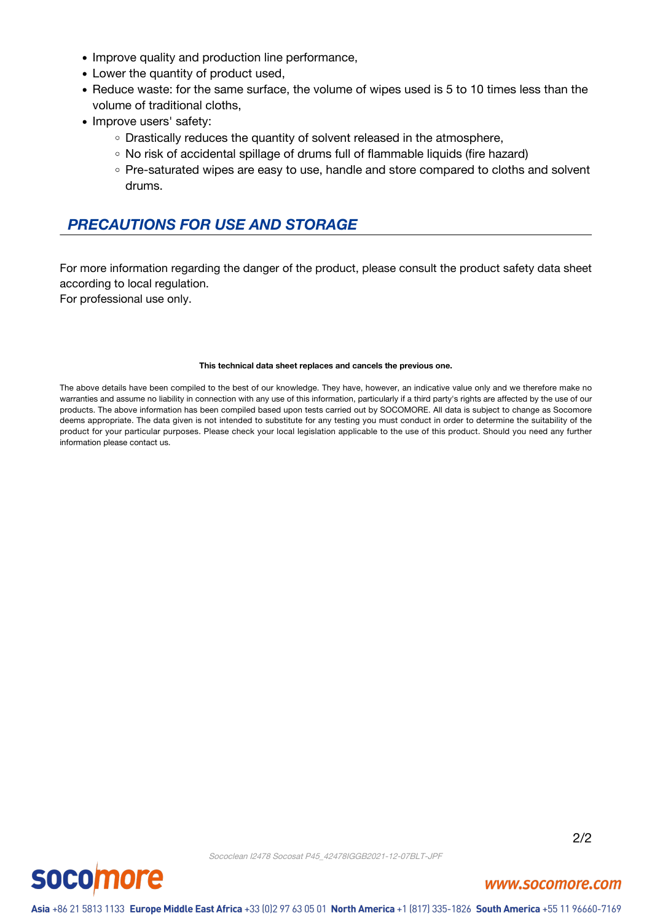- Improve quality and production line performance,
- Lower the quantity of product used,
- Reduce waste: for the same surface, the volume of wipes used is 5 to 10 times less than the volume of traditional cloths,
- Improve users' safety:
  - Drastically reduces the quantity of solvent released in the atmosphere,
  - No risk of accidental spillage of drums full of flammable liquids (fire hazard)
  - Pre-saturated wipes are easy to use, handle and store compared to cloths and solvent drums.

## *PRECAUTIONS FOR USE AND STORAGE*

For more information regarding the danger of the product, please consult the product safety data sheet according to local regulation.
For professional use only.

**This technical data sheet replaces and cancels the previous one.**

The above details have been compiled to the best of our knowledge. They have, however, an indicative value only and we therefore make no warranties and assume no liability in connection with any use of this information, particularly if a third party's rights are affected by the use of our products. The above information has been compiled based upon tests carried out by SOCOMORE. All data is subject to change as Socomore deems appropriate. The data given is not intended to substitute for any testing you must conduct in order to determine the suitability of the product for your particular purposes. Please check your local legislation applicable to the use of this product. Should you need any further information please contact us.